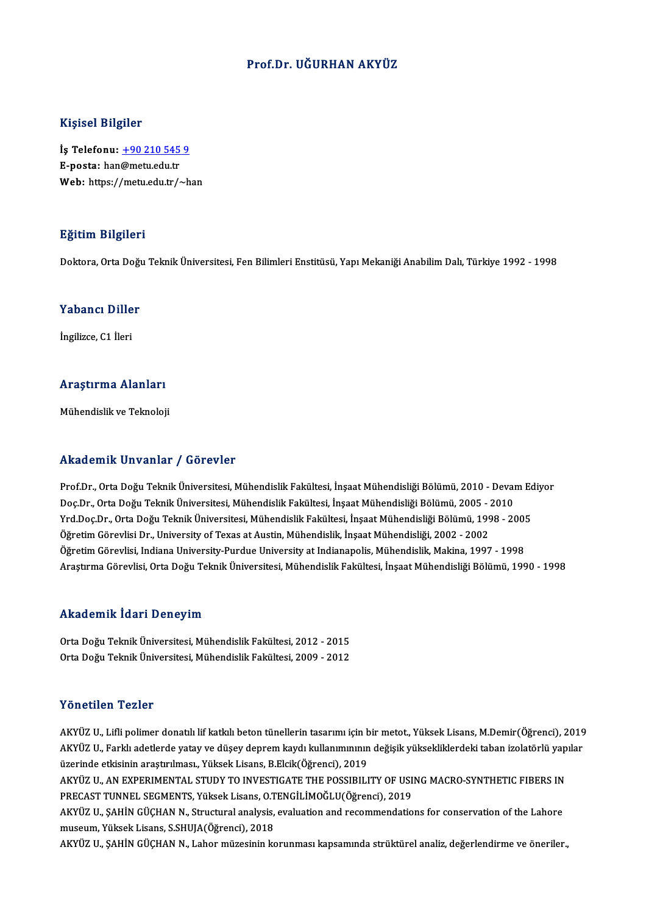# Prof.Dr. UĞURHAN AKYÜZ

## Kişisel Bilgiler

**İş Telefonu:** +90 210 545 9
**E-posta:** han@metu.edu.tr
**Web:** https://metu.edu.tr/~han

## Eğitim Bilgileri

Doktora, Orta Doğu Teknik Üniversitesi, Fen Bilimleri Enstitüsü, Yapı Mekaniği Anabilim Dalı, Türkiye 1992 - 1998

## Yabancı Diller

İngilizce, C1 İleri

## Araştırma Alanları

Mühendislik ve Teknoloji

## Akademik Unvanlar / Görevler

Prof.Dr., Orta Doğu Teknik Üniversitesi, Mühendislik Fakültesi, İnşaat Mühendisliği Bölümü, 2010 - Devam Ediyor
Doç.Dr., Orta Doğu Teknik Üniversitesi, Mühendislik Fakültesi, İnşaat Mühendisliği Bölümü, 2005 - 2010
Yrd.Doç.Dr., Orta Doğu Teknik Üniversitesi, Mühendislik Fakültesi, İnşaat Mühendisliği Bölümü, 1998 - 2005
Öğretim Görevlisi Dr., University of Texas at Austin, Mühendislik, İnşaat Mühendisliği, 2002 - 2002
Öğretim Görevlisi, Indiana University-Purdue University at Indianapolis, Mühendislik, Makina, 1997 - 1998
Araştırma Görevlisi, Orta Doğu Teknik Üniversitesi, Mühendislik Fakültesi, İnşaat Mühendisliği Bölümü, 1990 - 1998

## Akademik İdari Deneyim

Orta Doğu Teknik Üniversitesi, Mühendislik Fakültesi, 2012 - 2015
Orta Doğu Teknik Üniversitesi, Mühendislik Fakültesi, 2009 - 2012

## Yönetilen Tezler

AKYÜZ U., Lifli polimer donatılı lif katkılı beton tünellerin tasarımı için bir metot., Yüksek Lisans, M.Demir(Öğrenci), 2019
AKYÜZ U., Farklı adetlerde yatay ve düşey deprem kaydı kullanımının değişik yüksekliklerdeki taban izolatörlü yapılar üzerinde etkisinin araştırılması., Yüksek Lisans, B.Elcik(Öğrenci), 2019
AKYÜZ U., AN EXPERIMENTAL STUDY TO INVESTIGATE THE POSSIBILITY OF USING MACRO-SYNTHETIC FIBERS IN PRECAST TUNNEL SEGMENTS, Yüksek Lisans, O.TENGİLİMOĞLU(Öğrenci), 2019
AKYÜZ U., ŞAHİN GÜÇHAN N., Structural analysis, evaluation and recommendations for conservation of the Lahore museum, Yüksek Lisans, S.SHUJA(Öğrenci), 2018
AKYÜZ U., ŞAHİN GÜÇHAN N., Lahor müzesinin korunması kapsamında strüktürel analiz, değerlendirme ve öneriler.,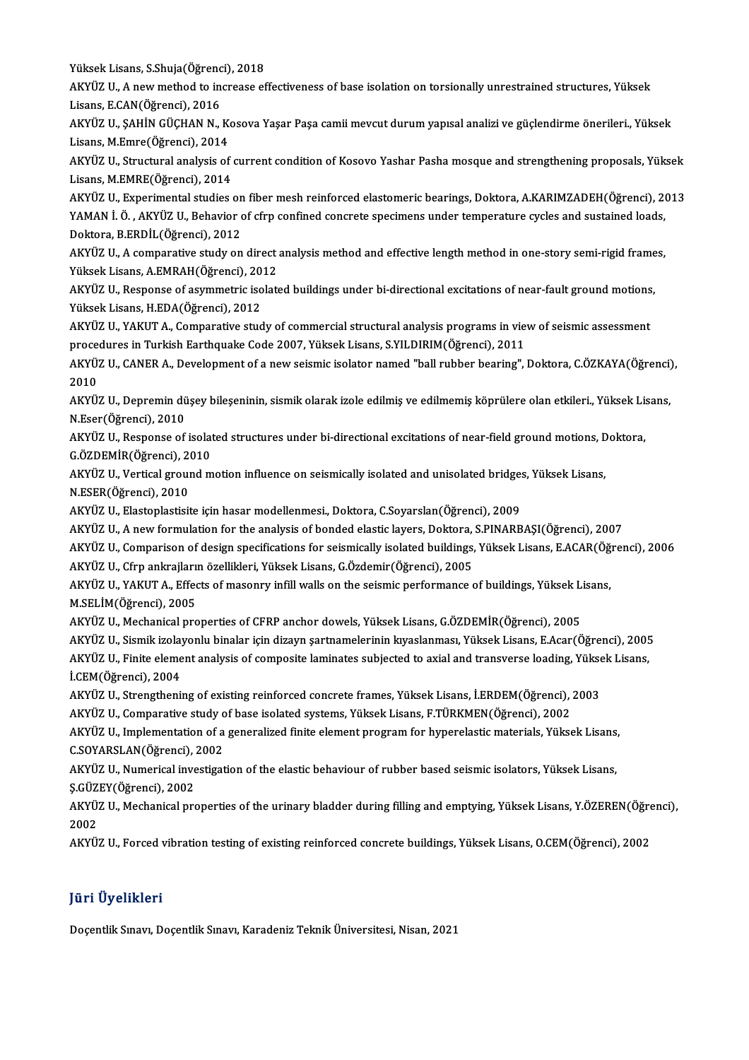Yüksek Lisans, S.Shuja(Öğrenci), 2018

AKYÜZ U., A new method to increase effectiveness of base isolation on torsionally unrestrained structures, Yüksek Lisans, E.CAN(Öğrenci), 2016

AKYÜZ U., ŞAHİN GÜÇHAN N., Kosova Yaşar Paşa camii mevcut durum yapısal analizi ve güçlendirme önerileri., Yüksek Lisans, M.Emre(Öğrenci), 2014

AKYÜZ U., Structural analysis of current condition of Kosovo Yashar Pasha mosque and strengthening proposals, Yüksek Lisans, M.EMRE(Öğrenci), 2014

AKYÜZ U., Experimental studies on fiber mesh reinforced elastomeric bearings, Doktora, A.KARIMZADEH(Öğrenci), 2013

YAMAN İ. Ö. , AKYÜZ U., Behavior of cfrp confined concrete specimens under temperature cycles and sustained loads, Doktora, B.ERDİL(Öğrenci), 2012

AKYÜZ U., A comparative study on direct analysis method and effective length method in one-story semi-rigid frames, Yüksek Lisans, A.EMRAH(Öğrenci), 2012

AKYÜZ U., Response of asymmetric isolated buildings under bi-directional excitations of near-fault ground motions, Yüksek Lisans, H.EDA(Öğrenci), 2012

AKYÜZ U., YAKUT A., Comparative study of commercial structural analysis programs in view of seismic assessment procedures in Turkish Earthquake Code 2007, Yüksek Lisans, S.YILDIRIM(Öğrenci), 2011

AKYÜZ U., CANER A., Development of a new seismic isolator named "ball rubber bearing", Doktora, C.ÖZKAYA(Öğrenci), 2010

AKYÜZ U., Depremin düşey bileşeninin, sismik olarak izole edilmiş ve edilmemiş köprülere olan etkileri., Yüksek Lisans, N.Eser(Öğrenci), 2010

AKYÜZ U., Response of isolated structures under bi-directional excitations of near-field ground motions, Doktora, G.ÖZDEMİR(Öğrenci), 2010

AKYÜZ U., Vertical ground motion influence on seismically isolated and unisolated bridges, Yüksek Lisans, N.ESER(Öğrenci), 2010

AKYÜZ U., Elastoplastisite için hasar modellenmesi., Doktora, C.Soyarslan(Öğrenci), 2009

AKYÜZ U., A new formulation for the analysis of bonded elastic layers, Doktora, S.PINARBAŞI(Öğrenci), 2007

AKYÜZ U., Comparison of design specifications for seismically isolated buildings, Yüksek Lisans, E.ACAR(Öğrenci), 2006

AKYÜZ U., Cfrp ankrajların özellikleri, Yüksek Lisans, G.Özdemir(Öğrenci), 2005

AKYÜZ U., YAKUT A., Effects of masonry infill walls on the seismic performance of buildings, Yüksek Lisans, M.SELİM(Öğrenci), 2005

AKYÜZ U., Mechanical properties of CFRP anchor dowels, Yüksek Lisans, G.ÖZDEMİR(Öğrenci), 2005

AKYÜZ U., Sismik izolayonlu binalar için dizayn şartnamelerinin kıyaslanması, Yüksek Lisans, E.Acar(Öğrenci), 2005

AKYÜZ U., Finite element analysis of composite laminates subjected to axial and transverse loading, Yüksek Lisans, İ.CEM(Öğrenci), 2004

AKYÜZ U., Strengthening of existing reinforced concrete frames, Yüksek Lisans, İ.ERDEM(Öğrenci), 2003

AKYÜZ U., Comparative study of base isolated systems, Yüksek Lisans, F.TÜRKMEN(Öğrenci), 2002

AKYÜZ U., Implementation of a generalized finite element program for hyperelastic materials, Yüksek Lisans, C.SOYARSLAN(Öğrenci), 2002

AKYÜZ U., Numerical investigation of the elastic behaviour of rubber based seismic isolators, Yüksek Lisans, Ş.GÜZEY(Öğrenci), 2002

AKYÜZ U., Mechanical properties of the urinary bladder during filling and emptying, Yüksek Lisans, Y.ÖZEREN(Öğrenci), 2002

AKYÜZ U., Forced vibration testing of existing reinforced concrete buildings, Yüksek Lisans, O.CEM(Öğrenci), 2002

## Jüri Üyelikleri

Doçentlik Sınavı, Doçentlik Sınavı, Karadeniz Teknik Üniversitesi, Nisan, 2021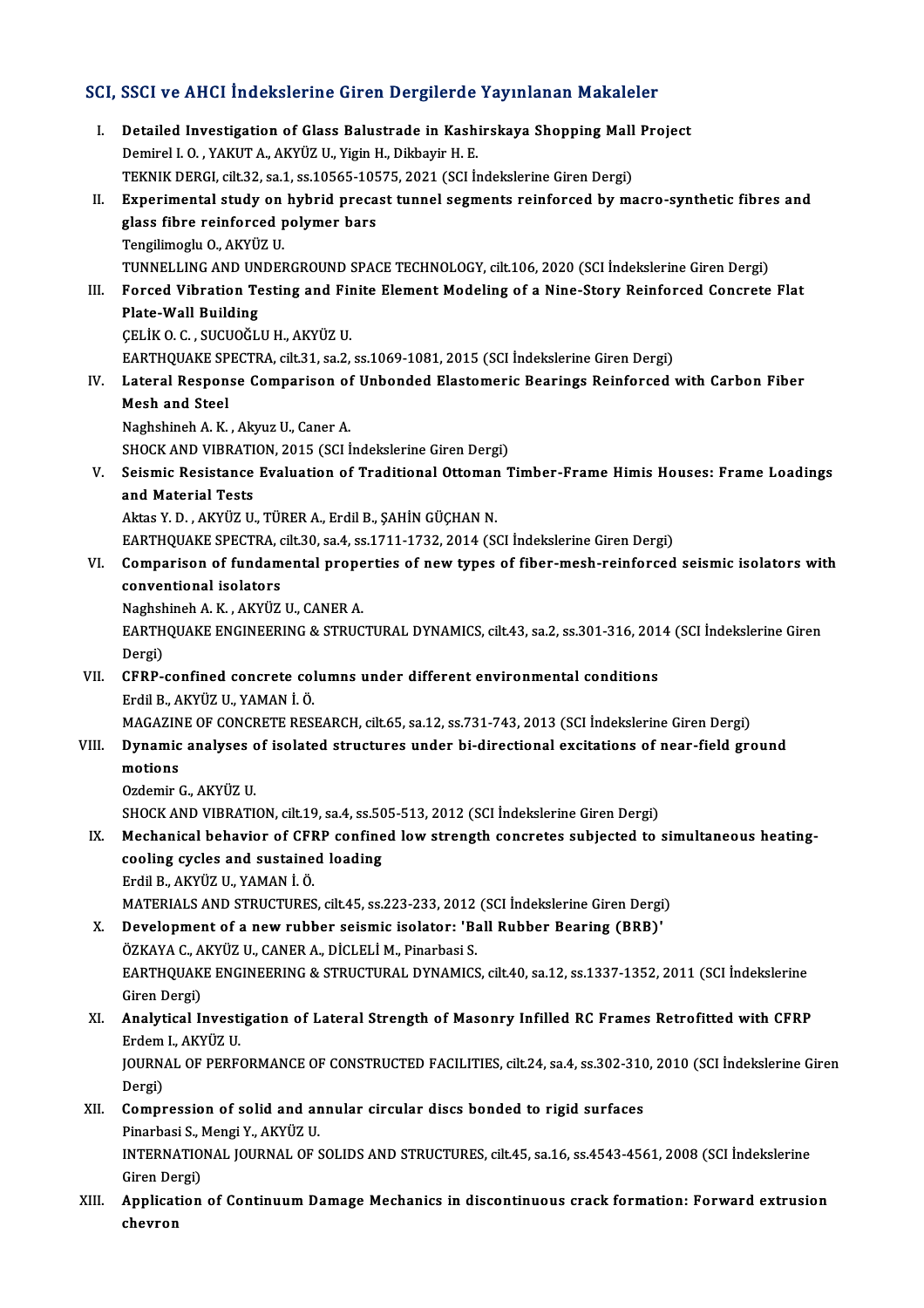## SCI, SSCI ve AHCI İndekslerine Giren Dergilerde Yayınlanan Makaleler

I. **Detailed Investigation of Glass Balustrade in Kashirskaya Shopping Mall Project**
Demirel I. O. , YAKUT A., AKYÜZ U., Yigin H., Dikbayir H. E.
TEKNIK DERGI, cilt.32, sa.1, ss.10565-10575, 2021 (SCI İndekslerine Giren Dergi)

II. **Experimental study on hybrid precast tunnel segments reinforced by macro-synthetic fibres and glass fibre reinforced polymer bars**
Tengilimoglu O., AKYÜZ U.
TUNNELLING AND UNDERGROUND SPACE TECHNOLOGY, cilt.106, 2020 (SCI İndekslerine Giren Dergi)

III. **Forced Vibration Testing and Finite Element Modeling of a Nine-Story Reinforced Concrete Flat Plate-Wall Building**
ÇELİK O. C. , SUCUOĞLU H., AKYÜZ U.
EARTHQUAKE SPECTRA, cilt.31, sa.2, ss.1069-1081, 2015 (SCI İndekslerine Giren Dergi)

IV. **Lateral Response Comparison of Unbonded Elastomeric Bearings Reinforced with Carbon Fiber Mesh and Steel**
Naghshineh A. K. , Akyuz U., Caner A.
SHOCK AND VIBRATION, 2015 (SCI İndekslerine Giren Dergi)

V. **Seismic Resistance Evaluation of Traditional Ottoman Timber-Frame Himis Houses: Frame Loadings and Material Tests**
Aktas Y. D. , AKYÜZ U., TÜRER A., Erdil B., ŞAHİN GÜÇHAN N.
EARTHQUAKE SPECTRA, cilt.30, sa.4, ss.1711-1732, 2014 (SCI İndekslerine Giren Dergi)

VI. **Comparison of fundamental properties of new types of fiber-mesh-reinforced seismic isolators with conventional isolators**
Naghshineh A. K. , AKYÜZ U., CANER A.
EARTHQUAKE ENGINEERING & STRUCTURAL DYNAMICS, cilt.43, sa.2, ss.301-316, 2014 (SCI İndekslerine Giren Dergi)

VII. **CFRP-confined concrete columns under different environmental conditions**
Erdil B., AKYÜZ U., YAMAN İ. Ö.
MAGAZINE OF CONCRETE RESEARCH, cilt.65, sa.12, ss.731-743, 2013 (SCI İndekslerine Giren Dergi)

VIII. **Dynamic analyses of isolated structures under bi-directional excitations of near-field ground motions**
Ozdemir G., AKYÜZ U.
SHOCK AND VIBRATION, cilt.19, sa.4, ss.505-513, 2012 (SCI İndekslerine Giren Dergi)

IX. **Mechanical behavior of CFRP confined low strength concretes subjected to simultaneous heating-cooling cycles and sustained loading**
Erdil B., AKYÜZ U., YAMAN İ. Ö.
MATERIALS AND STRUCTURES, cilt.45, ss.223-233, 2012 (SCI İndekslerine Giren Dergi)

X. **Development of a new rubber seismic isolator: 'Ball Rubber Bearing (BRB)'**
ÖZKAYA C., AKYÜZ U., CANER A., DİCLELİ M., Pinarbasi S.
EARTHQUAKE ENGINEERING & STRUCTURAL DYNAMICS, cilt.40, sa.12, ss.1337-1352, 2011 (SCI İndekslerine Giren Dergi)

XI. **Analytical Investigation of Lateral Strength of Masonry Infilled RC Frames Retrofitted with CFRP**
Erdem I., AKYÜZ U.
JOURNAL OF PERFORMANCE OF CONSTRUCTED FACILITIES, cilt.24, sa.4, ss.302-310, 2010 (SCI İndekslerine Giren Dergi)

XII. **Compression of solid and annular circular discs bonded to rigid surfaces**
Pinarbasi S., Mengi Y., AKYÜZ U.
INTERNATIONAL JOURNAL OF SOLIDS AND STRUCTURES, cilt.45, sa.16, ss.4543-4561, 2008 (SCI İndekslerine Giren Dergi)

XIII. **Application of Continuum Damage Mechanics in discontinuous crack formation: Forward extrusion chevron**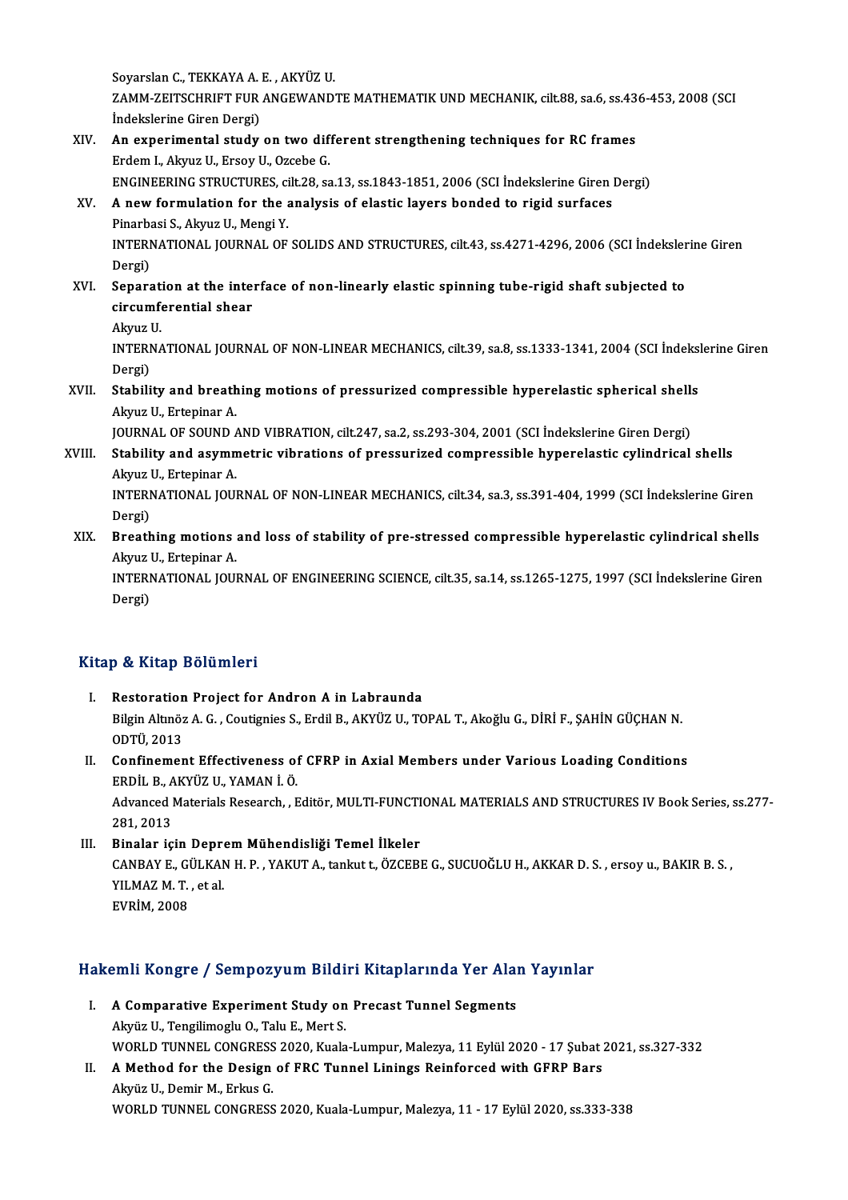Soyarslan C., TEKKAYA A. E. , AKYÜZ U.
ZAMM-ZEITSCHRIFT FUR ANGEWANDTE MATHEMATIK UND MECHANIK, cilt.88, sa.6, ss.436-453, 2008 (SCI İndekslerine Giren Dergi)

XIV. **An experimental study on two different strengthening techniques for RC frames**
Erdem I., Akyuz U., Ersoy U., Ozcebe G.
ENGINEERING STRUCTURES, cilt.28, sa.13, ss.1843-1851, 2006 (SCI İndekslerine Giren Dergi)

XV. **A new formulation for the analysis of elastic layers bonded to rigid surfaces**
Pinarbasi S., Akyuz U., Mengi Y.
INTERNATIONAL JOURNAL OF SOLIDS AND STRUCTURES, cilt.43, ss.4271-4296, 2006 (SCI İndekslerine Giren Dergi)

XVI. **Separation at the interface of non-linearly elastic spinning tube-rigid shaft subjected to circumferential shear**
Akyuz U.
INTERNATIONAL JOURNAL OF NON-LINEAR MECHANICS, cilt.39, sa.8, ss.1333-1341, 2004 (SCI İndekslerine Giren Dergi)

XVII. **Stability and breathing motions of pressurized compressible hyperelastic spherical shells**
Akyuz U., Ertepinar A.
JOURNAL OF SOUND AND VIBRATION, cilt.247, sa.2, ss.293-304, 2001 (SCI İndekslerine Giren Dergi)

XVIII. **Stability and asymmetric vibrations of pressurized compressible hyperelastic cylindrical shells**
Akyuz U., Ertepinar A.
INTERNATIONAL JOURNAL OF NON-LINEAR MECHANICS, cilt.34, sa.3, ss.391-404, 1999 (SCI İndekslerine Giren Dergi)

XIX. **Breathing motions and loss of stability of pre-stressed compressible hyperelastic cylindrical shells**
Akyuz U., Ertepinar A.
INTERNATIONAL JOURNAL OF ENGINEERING SCIENCE, cilt.35, sa.14, ss.1265-1275, 1997 (SCI İndekslerine Giren Dergi)

## Kitap & Kitap Bölümleri

I. **Restoration Project for Andron A in Labraunda**
Bilgin Altınöz A. G. , Coutignies S., Erdil B., AKYÜZ U., TOPAL T., Akoğlu G., DİRİ F., ŞAHİN GÜÇHAN N.
ODTÜ, 2013

II. **Confinement Effectiveness of CFRP in Axial Members under Various Loading Conditions**
ERDİL B., AKYÜZ U., YAMAN İ. Ö.
Advanced Materials Research, , Editör, MULTI-FUNCTIONAL MATERIALS AND STRUCTURES IV Book Series, ss.277-281, 2013

III. **Binalar için Deprem Mühendisliği Temel İlkeler**
CANBAY E., GÜLKAN H. P. , YAKUT A., tankut t., ÖZCEBE G., SUCUOĞLU H., AKKAR D. S. , ersoy u., BAKIR B. S. , YILMAZ M. T. , et al.
EVRİM, 2008

## Hakemli Kongre / Sempozyum Bildiri Kitaplarında Yer Alan Yayınlar

I. **A Comparative Experiment Study on Precast Tunnel Segments**
Akyüz U., Tengilimoglu O., Talu E., Mert S.
WORLD TUNNEL CONGRESS 2020, Kuala-Lumpur, Malezya, 11 Eylül 2020 - 17 Şubat 2021, ss.327-332

II. **A Method for the Design of FRC Tunnel Linings Reinforced with GFRP Bars**
Akyüz U., Demir M., Erkus G.
WORLD TUNNEL CONGRESS 2020, Kuala-Lumpur, Malezya, 11 - 17 Eylül 2020, ss.333-338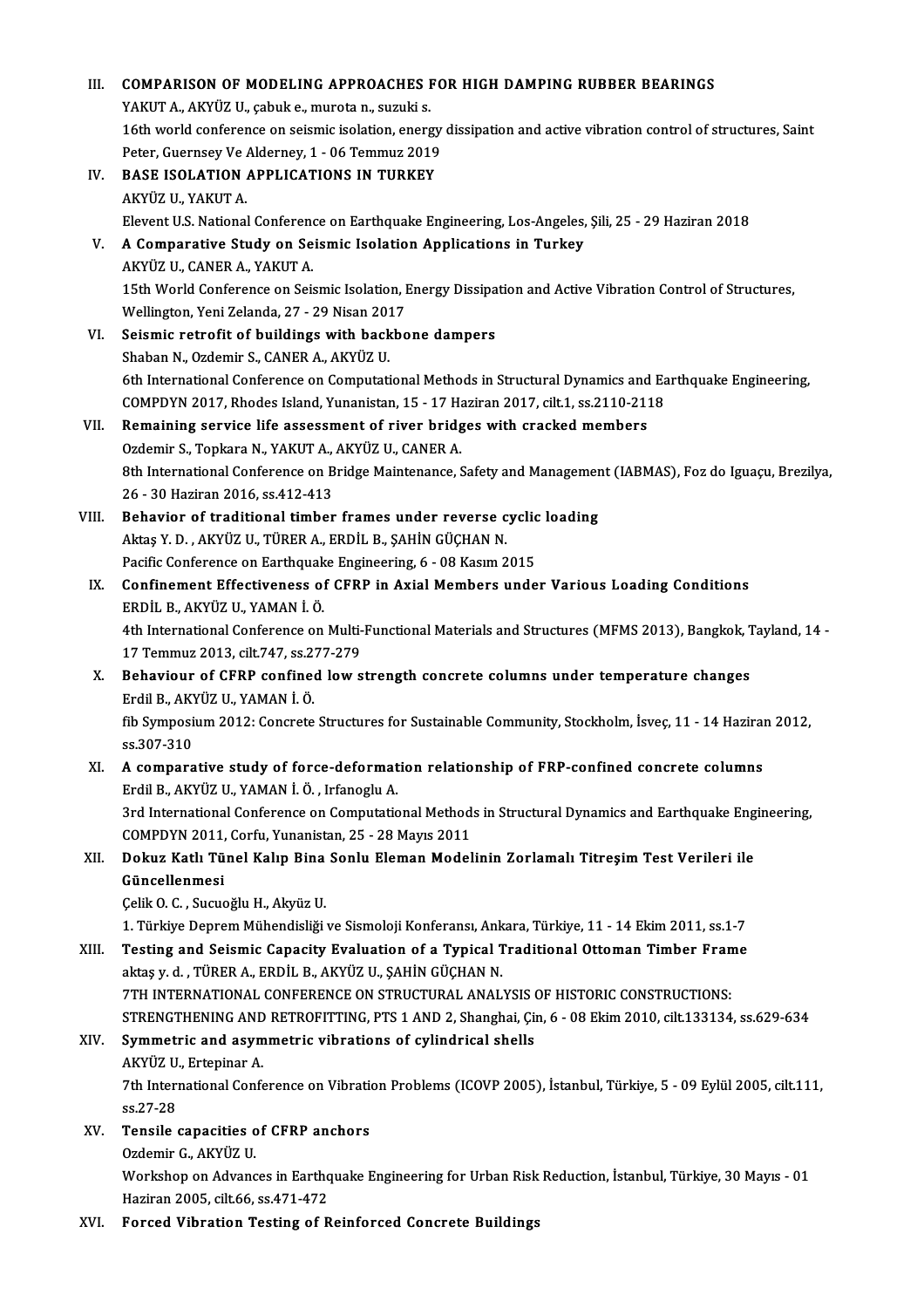III. **COMPARISON OF MODELING APPROACHES FOR HIGH DAMPING RUBBER BEARINGS**
YAKUT A., AKYÜZ U., çabuk e., murota n., suzuki s.
16th world conference on seismic isolation, energy dissipation and active vibration control of structures, Saint Peter, Guernsey Ve Alderney, 1 - 06 Temmuz 2019

IV. **BASE ISOLATION APPLICATIONS IN TURKEY**
AKYÜZ U., YAKUT A.
Elevent U.S. National Conference on Earthquake Engineering, Los-Angeles, Şili, 25 - 29 Haziran 2018

V. **A Comparative Study on Seismic Isolation Applications in Turkey**
AKYÜZ U., CANER A., YAKUT A.
15th World Conference on Seismic Isolation, Energy Dissipation and Active Vibration Control of Structures, Wellington, Yeni Zelanda, 27 - 29 Nisan 2017

VI. **Seismic retrofit of buildings with backbone dampers**
Shaban N., Ozdemir S., CANER A., AKYÜZ U.
6th International Conference on Computational Methods in Structural Dynamics and Earthquake Engineering, COMPDYN 2017, Rhodes Island, Yunanistan, 15 - 17 Haziran 2017, cilt.1, ss.2110-2118

VII. **Remaining service life assessment of river bridges with cracked members**
Ozdemir S., Topkara N., YAKUT A., AKYÜZ U., CANER A.
8th International Conference on Bridge Maintenance, Safety and Management (IABMAS), Foz do Iguaçu, Brezilya, 26 - 30 Haziran 2016, ss.412-413

VIII. **Behavior of traditional timber frames under reverse cyclic loading**
Aktaş Y. D. , AKYÜZ U., TÜRER A., ERDİL B., ŞAHİN GÜÇHAN N.
Pacific Conference on Earthquake Engineering, 6 - 08 Kasım 2015

IX. **Confinement Effectiveness of CFRP in Axial Members under Various Loading Conditions**
ERDİL B., AKYÜZ U., YAMAN İ. Ö.
4th International Conference on Multi-Functional Materials and Structures (MFMS 2013), Bangkok, Tayland, 14 - 17 Temmuz 2013, cilt.747, ss.277-279

X. **Behaviour of CFRP confined low strength concrete columns under temperature changes**
Erdil B., AKYÜZ U., YAMAN İ. Ö.
fib Symposium 2012: Concrete Structures for Sustainable Community, Stockholm, İsveç, 11 - 14 Haziran 2012, ss.307-310

XI. **A comparative study of force-deformation relationship of FRP-confined concrete columns**
Erdil B., AKYÜZ U., YAMAN İ. Ö. , Irfanoglu A.
3rd International Conference on Computational Methods in Structural Dynamics and Earthquake Engineering, COMPDYN 2011, Corfu, Yunanistan, 25 - 28 Mayıs 2011

XII. **Dokuz Katlı Tünel Kalıp Bina Sonlu Eleman Modelinin Zorlamalı Titreşim Test Verileri ile Güncellenmesi**
Çelik O. C. , Sucuoğlu H., Akyüz U.
1. Türkiye Deprem Mühendisliği ve Sismoloji Konferansı, Ankara, Türkiye, 11 - 14 Ekim 2011, ss.1-7

XIII. **Testing and Seismic Capacity Evaluation of a Typical Traditional Ottoman Timber Frame**
aktaş y. d. , TÜRER A., ERDİL B., AKYÜZ U., ŞAHİN GÜÇHAN N.
7TH INTERNATIONAL CONFERENCE ON STRUCTURAL ANALYSIS OF HISTORIC CONSTRUCTIONS: STRENGTHENING AND RETROFITTING, PTS 1 AND 2, Shanghai, Çin, 6 - 08 Ekim 2010, cilt.133134, ss.629-634

XIV. **Symmetric and asymmetric vibrations of cylindrical shells**
AKYÜZ U., Ertepinar A.
7th International Conference on Vibration Problems (ICOVP 2005), İstanbul, Türkiye, 5 - 09 Eylül 2005, cilt.111, ss.27-28

XV. **Tensile capacities of CFRP anchors**
Ozdemir G., AKYÜZ U.
Workshop on Advances in Earthquake Engineering for Urban Risk Reduction, İstanbul, Türkiye, 30 Mayıs - 01 Haziran 2005, cilt.66, ss.471-472

XVI. **Forced Vibration Testing of Reinforced Concrete Buildings**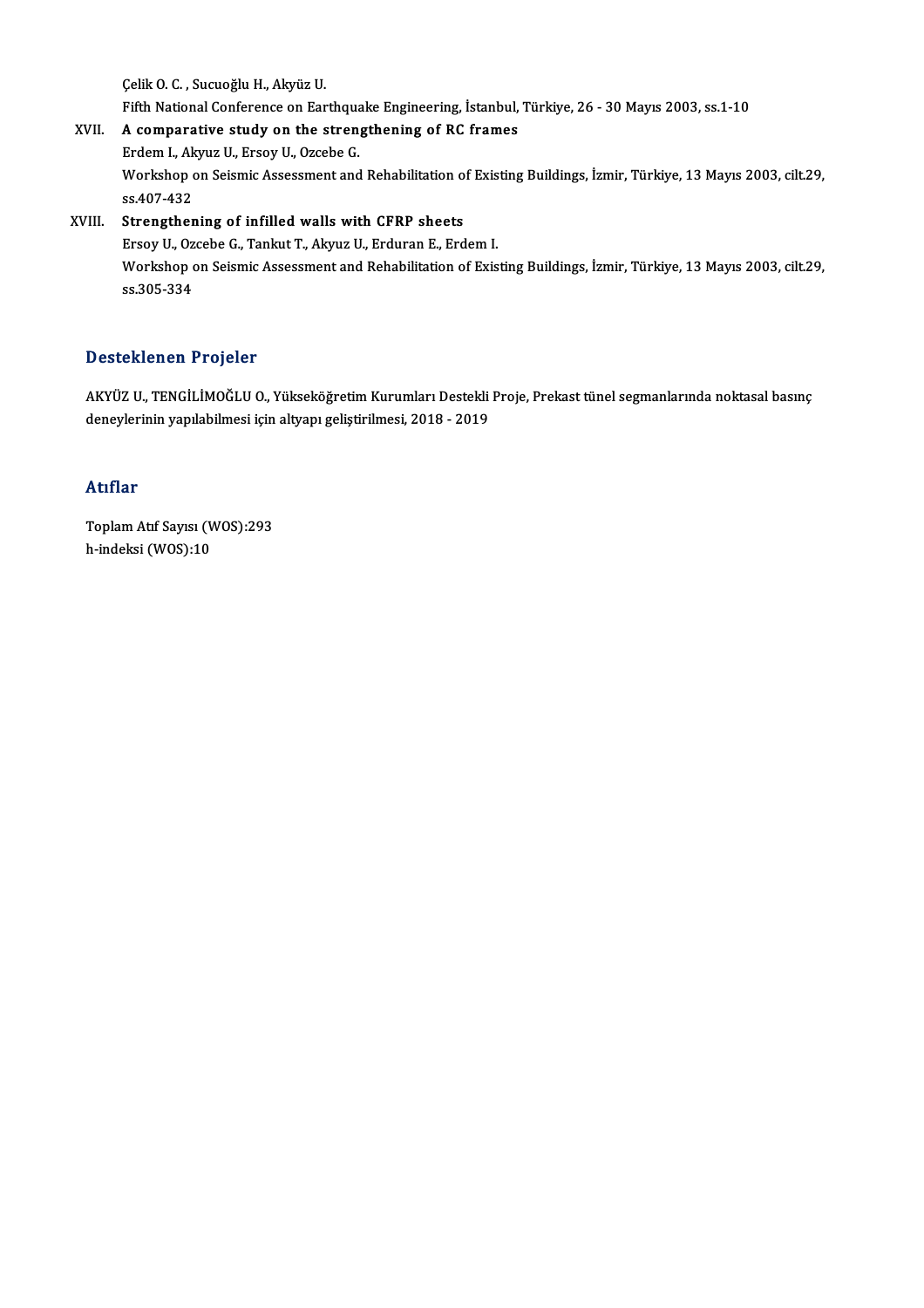Çelik O. C. , Sucuoğlu H., Akyüz U.
Fifth National Conference on Earthquake Engineering, İstanbul, Türkiye, 26 - 30 Mayıs 2003, ss.1-10

XVII. **A comparative study on the strengthening of RC frames**
Erdem I., Akyuz U., Ersoy U., Ozcebe G.
Workshop on Seismic Assessment and Rehabilitation of Existing Buildings, İzmir, Türkiye, 13 Mayıs 2003, cilt.29, ss.407-432

XVIII. **Strengthening of infilled walls with CFRP sheets**
Ersoy U., Ozcebe G., Tankut T., Akyuz U., Erduran E., Erdem I.
Workshop on Seismic Assessment and Rehabilitation of Existing Buildings, İzmir, Türkiye, 13 Mayıs 2003, cilt.29, ss.305-334

## Desteklenen Projeler

AKYÜZ U., TENGİLİMOĞLU O., Yükseköğretim Kurumları Destekli Proje, Prekast tünel segmanlarında noktasal basınç deneylerinin yapılabilmesi için altyapı geliştirilmesi, 2018 - 2019

## Atıflar

Toplam Atıf Sayısı (WOS):293
h-indeksi (WOS):10